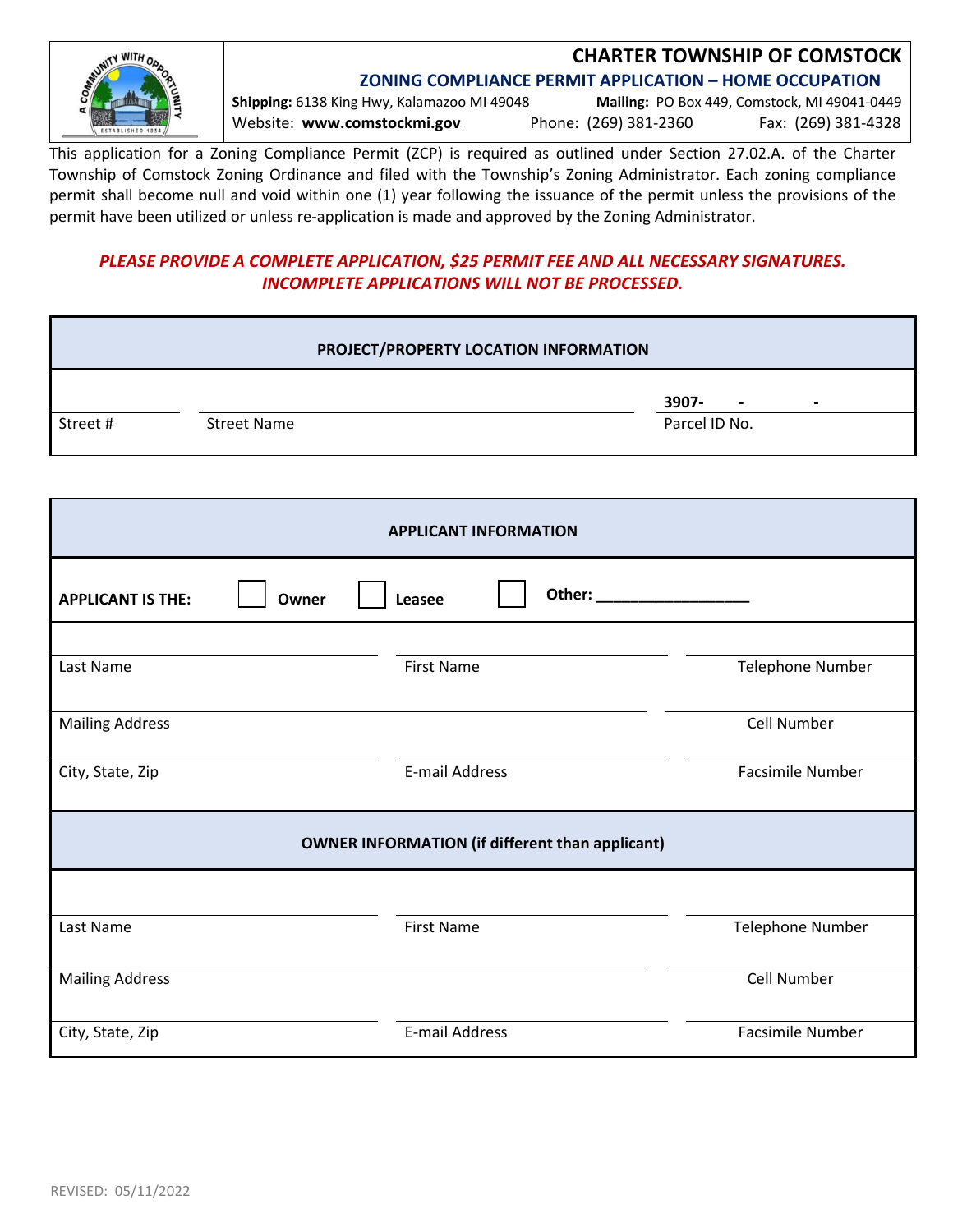# CHARTER TOWNSHIP OF COMSTOCK

## ZONING COMPLIANCE PERMIT APPLICATION – HOME OCCUPATION

**Shipping:** 6138 King Hwy, Kalamazoo MI 49048   **Mailing:** PO Box 449, Comstock, MI 49041-0449

Website: **www.comstockmi.gov**   Phone: (269) 381-2360   Fax: (269) 381-4328

This application for a Zoning Compliance Permit (ZCP) is required as outlined under Section 27.02.A. of the Charter Township of Comstock Zoning Ordinance and filed with the Township's Zoning Administrator. Each zoning compliance permit shall become null and void within one (1) year following the issuance of the permit unless the provisions of the permit have been utilized or unless re-application is made and approved by the Zoning Administrator.

***PLEASE PROVIDE A COMPLETE APPLICATION, $25 PERMIT FEE AND ALL NECESSARY SIGNATURES. INCOMPLETE APPLICATIONS WILL NOT BE PROCESSED.***

| PROJECT/PROPERTY LOCATION INFORMATION | | |
|---|---|---|
| | | **3907- - -** |
| Street # | Street Name | Parcel ID No. |

| APPLICANT INFORMATION | | |
|---|---|---|
| **APPLICANT IS THE:** ☐ **Owner** | ☐ **Leasee** | ☐ **Other:** ___________________ |
| Last Name | First Name | Telephone Number |
| Mailing Address | | Cell Number |
| City, State, Zip | E-mail Address | Facsimile Number |
| **OWNER INFORMATION (if different than applicant)** | | |
| Last Name | First Name | Telephone Number |
| Mailing Address | | Cell Number |
| City, State, Zip | E-mail Address | Facsimile Number |

REVISED: 05/11/2022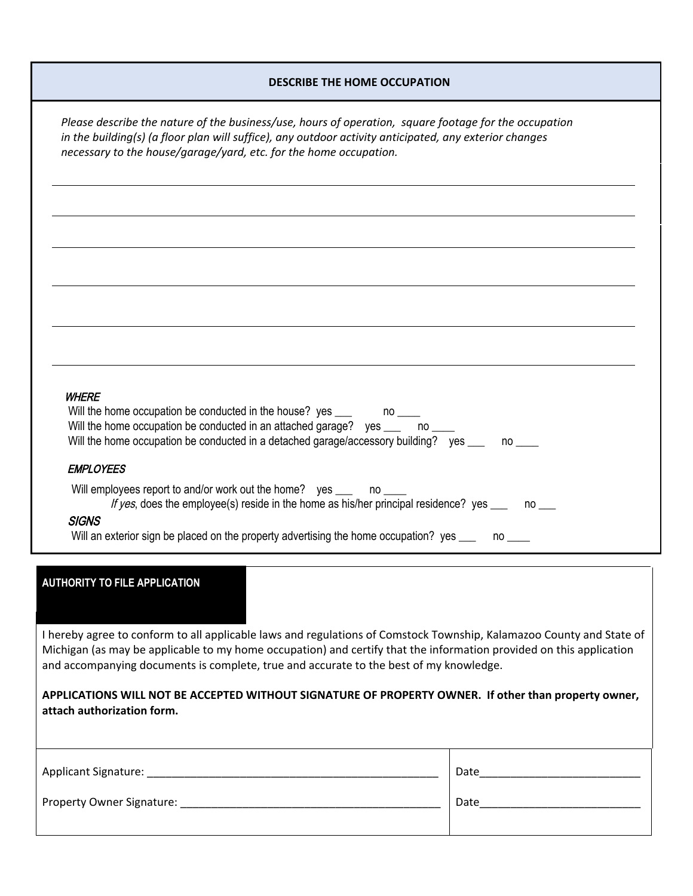## DESCRIBE THE HOME OCCUPATION

*Please describe the nature of the business/use, hours of operation, square footage for the occupation in the building(s) (a floor plan will suffice), any outdoor activity anticipated, any exterior changes necessary to the house/garage/yard, etc. for the home occupation.*

______________________________________________________________________________

______________________________________________________________________________

______________________________________________________________________________

______________________________________________________________________________

______________________________________________________________________________

______________________________________________________________________________

*WHERE*

Will the home occupation be conducted in the house? yes ___ no ____

Will the home occupation be conducted in an attached garage? yes ___ no ____

Will the home occupation be conducted in a detached garage/accessory building? yes ___ no ____

*EMPLOYEES*

Will employees report to and/or work out the home? yes ___ no ____

*If yes*, does the employee(s) reside in the home as his/her principal residence? yes ___ no ___

*SIGNS*

Will an exterior sign be placed on the property advertising the home occupation? yes ___ no ____

## AUTHORITY TO FILE APPLICATION

I hereby agree to conform to all applicable laws and regulations of Comstock Township, Kalamazoo County and State of Michigan (as may be applicable to my home occupation) and certify that the information provided on this application and accompanying documents is complete, true and accurate to the best of my knowledge.

**APPLICATIONS WILL NOT BE ACCEPTED WITHOUT SIGNATURE OF PROPERTY OWNER. If other than property owner, attach authorization form.**

| | |
|---|---|
| Applicant Signature: _______________________________________ | Date__________________________ |
| Property Owner Signature: ___________________________________ | Date__________________________ |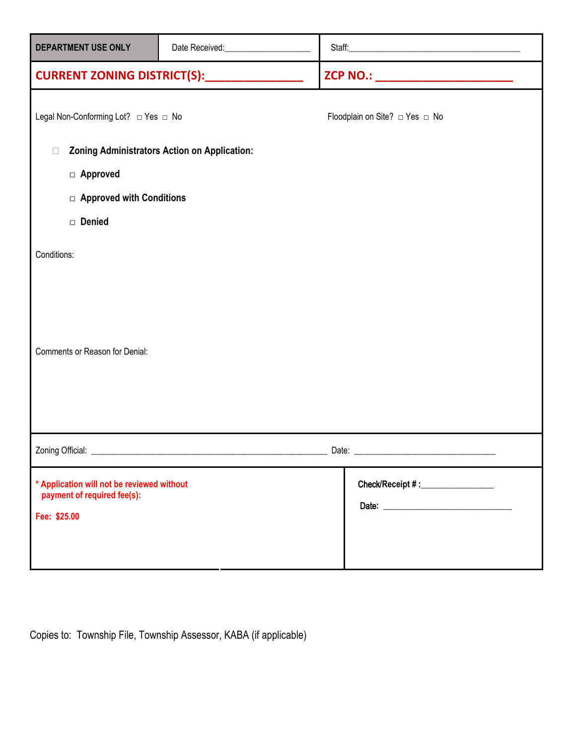| DEPARTMENT USE ONLY | Date Received:___________________ | Staff:_______________________________________ |
|---|---|---|
| **CURRENT ZONING DISTRICT(S):________________** | | **ZCP NO.: ______________________** |

Legal Non-Conforming Lot? □ Yes □ No

Floodplain on Site? □ Yes □ No

□ **Zoning Administrators Action on Application:**

- □ **Approved**
- □ **Approved with Conditions**
- □ **Denied**

Conditions:

Comments or Reason for Denial:

Zoning Official: _____________________________________________________ Date: ________________________________

| | |
|---|---|
| **\* Application will not be reviewed without payment of required fee(s):**<br><br>**Fee: $25.00** | **Check/Receipt # :________________**<br><br>**Date: _____________________________** |

Copies to: Township File, Township Assessor, KABA (if applicable)